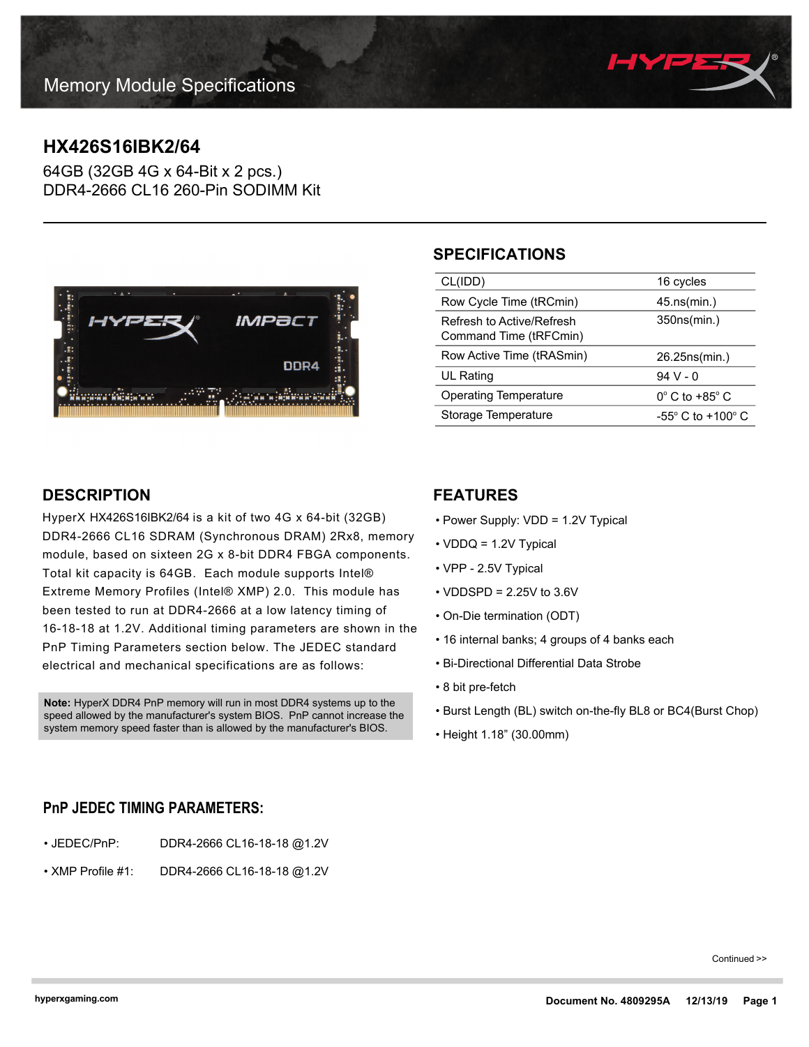Memory Module Specifications

# HX426S16IBK2/64

64GB (32GB 4G x 64-Bit x 2 pcs.)
DDR4-2666 CL16 260-Pin SODIMM Kit

## SPECIFICATIONS

| | |
|---|---|
| CL(IDD) | 16 cycles |
| Row Cycle Time (tRCmin) | 45.ns(min.) |
| Refresh to Active/Refresh Command Time (tRFCmin) | 350ns(min.) |
| Row Active Time (tRASmin) | 26.25ns(min.) |
| UL Rating | 94 V - 0 |
| Operating Temperature | 0° C to +85° C |
| Storage Temperature | -55° C to +100° C |

## DESCRIPTION

HyperX HX426S16IBK2/64 is a kit of two 4G x 64-bit (32GB) DDR4-2666 CL16 SDRAM (Synchronous DRAM) 2Rx8, memory module, based on sixteen 2G x 8-bit DDR4 FBGA components. Total kit capacity is 64GB. Each module supports Intel® Extreme Memory Profiles (Intel® XMP) 2.0. This module has been tested to run at DDR4-2666 at a low latency timing of 16-18-18 at 1.2V. Additional timing parameters are shown in the PnP Timing Parameters section below. The JEDEC standard electrical and mechanical specifications are as follows:

**Note:** HyperX DDR4 PnP memory will run in most DDR4 systems up to the speed allowed by the manufacturer's system BIOS. PnP cannot increase the system memory speed faster than is allowed by the manufacturer's BIOS.

## FEATURES

- Power Supply: VDD = 1.2V Typical
- VDDQ = 1.2V Typical
- VPP - 2.5V Typical
- VDDSPD = 2.25V to 3.6V
- On-Die termination (ODT)
- 16 internal banks; 4 groups of 4 banks each
- Bi-Directional Differential Data Strobe
- 8 bit pre-fetch
- Burst Length (BL) switch on-the-fly BL8 or BC4(Burst Chop)
- Height 1.18" (30.00mm)

## PnP JEDEC TIMING PARAMETERS:

- JEDEC/PnP: DDR4-2666 CL16-18-18 @1.2V
- XMP Profile #1: DDR4-2666 CL16-18-18 @1.2V

Continued >>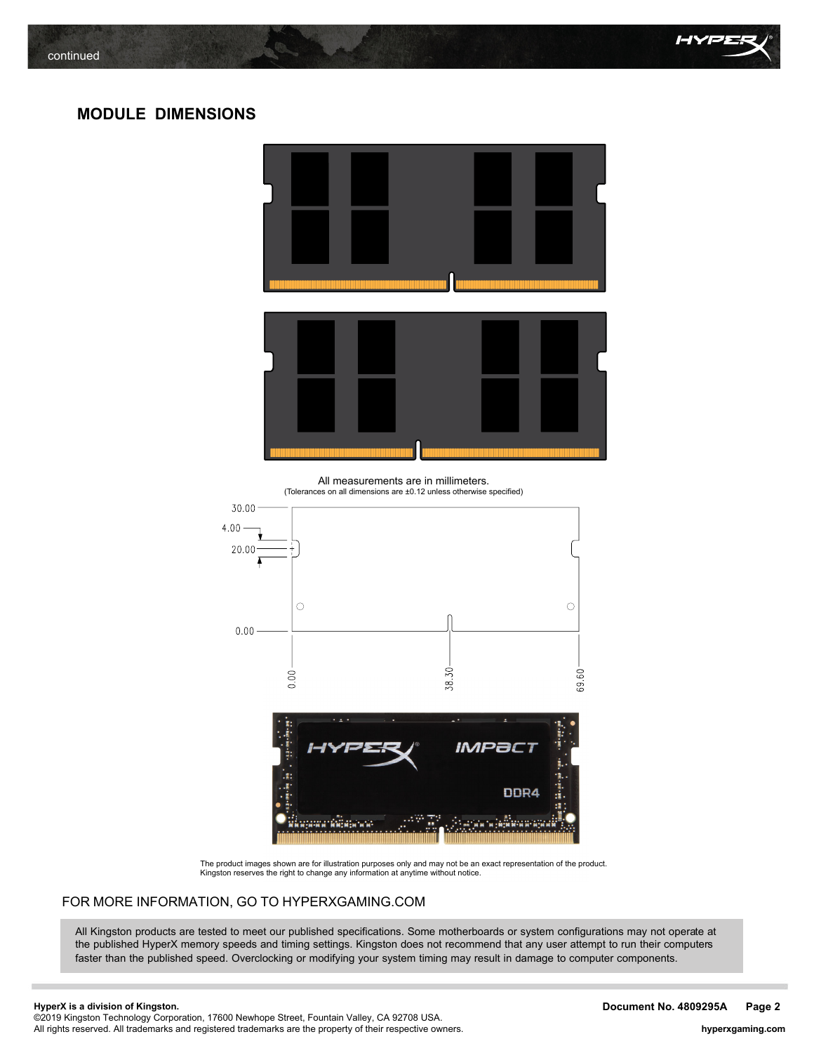## MODULE DIMENSIONS

All measurements are in millimeters.
(Tolerances on all dimensions are ±0.12 unless otherwise specified)

30.00
4.00
20.00
0.00
0.00
38.30
69.60

The product images shown are for illustration purposes only and may not be an exact representation of the product. Kingston reserves the right to change any information at anytime without notice.

FOR MORE INFORMATION, GO TO HYPERXGAMING.COM

All Kingston products are tested to meet our published specifications. Some motherboards or system configurations may not operate at the published HyperX memory speeds and timing settings. Kingston does not recommend that any user attempt to run their computers faster than the published speed. Overclocking or modifying your system timing may result in damage to computer components.

**HyperX is a division of Kingston.**
©2019 Kingston Technology Corporation, 17600 Newhope Street, Fountain Valley, CA 92708 USA.
All rights reserved. All trademarks and registered trademarks are the property of their respective owners.

**Document No. 4809295A**

**hyperxgaming.com**